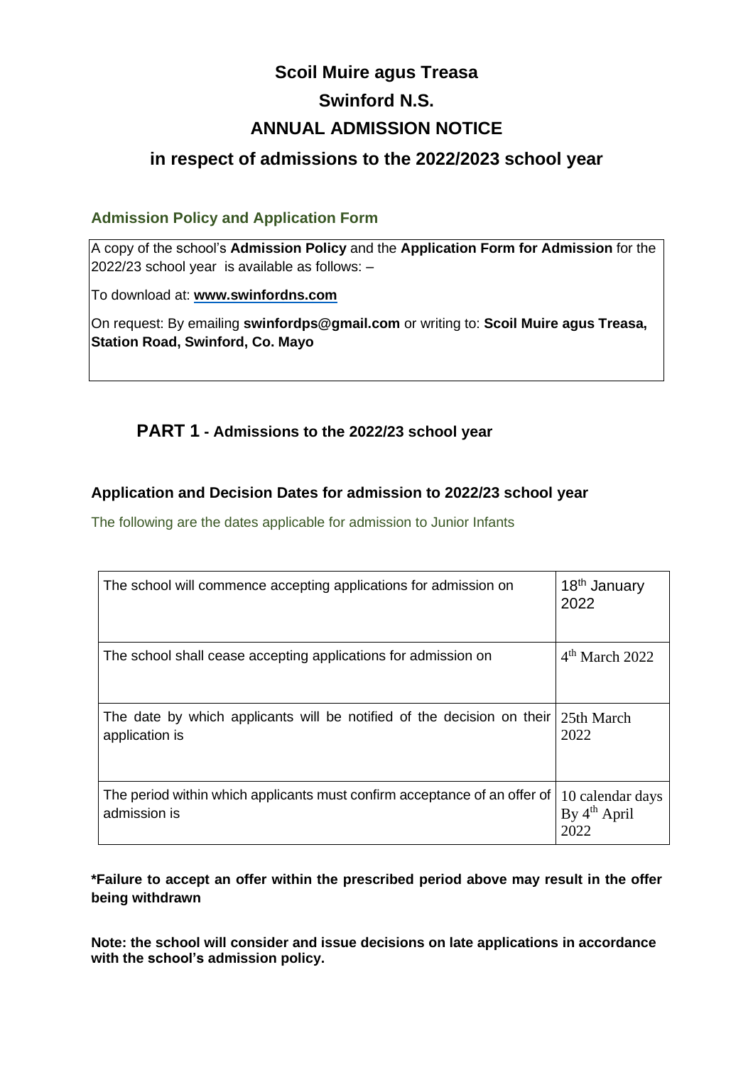# Scoil Muire agus Treasa

# Swinford N.S.

# ANNUAL ADMISSION NOTICE

## in respect of admissions to the 2022/2023 school year

### Admission Policy and Application Form

A copy of the school's **Admission Policy** and the **Application Form for Admission** for the 2022/23 school year is available as follows: –

To download at: **www.swinfordns.com**

On request: By emailing **swinfordps@gmail.com** or writing to: **Scoil Muire agus Treasa, Station Road, Swinford, Co. Mayo**

## PART 1 - Admissions to the 2022/23 school year

### Application and Decision Dates for admission to 2022/23 school year

The following are the dates applicable for admission to Junior Infants

| | |
|---|---|
| The school will commence accepting applications for admission on | 18th January 2022 |
| The school shall cease accepting applications for admission on | 4th March 2022 |
| The date by which applicants will be notified of the decision on their application is | 25th March 2022 |
| The period within which applicants must confirm acceptance of an offer of admission is | 10 calendar days By 4th April 2022 |

**\*Failure to accept an offer within the prescribed period above may result in the offer being withdrawn**

**Note: the school will consider and issue decisions on late applications in accordance with the school's admission policy.**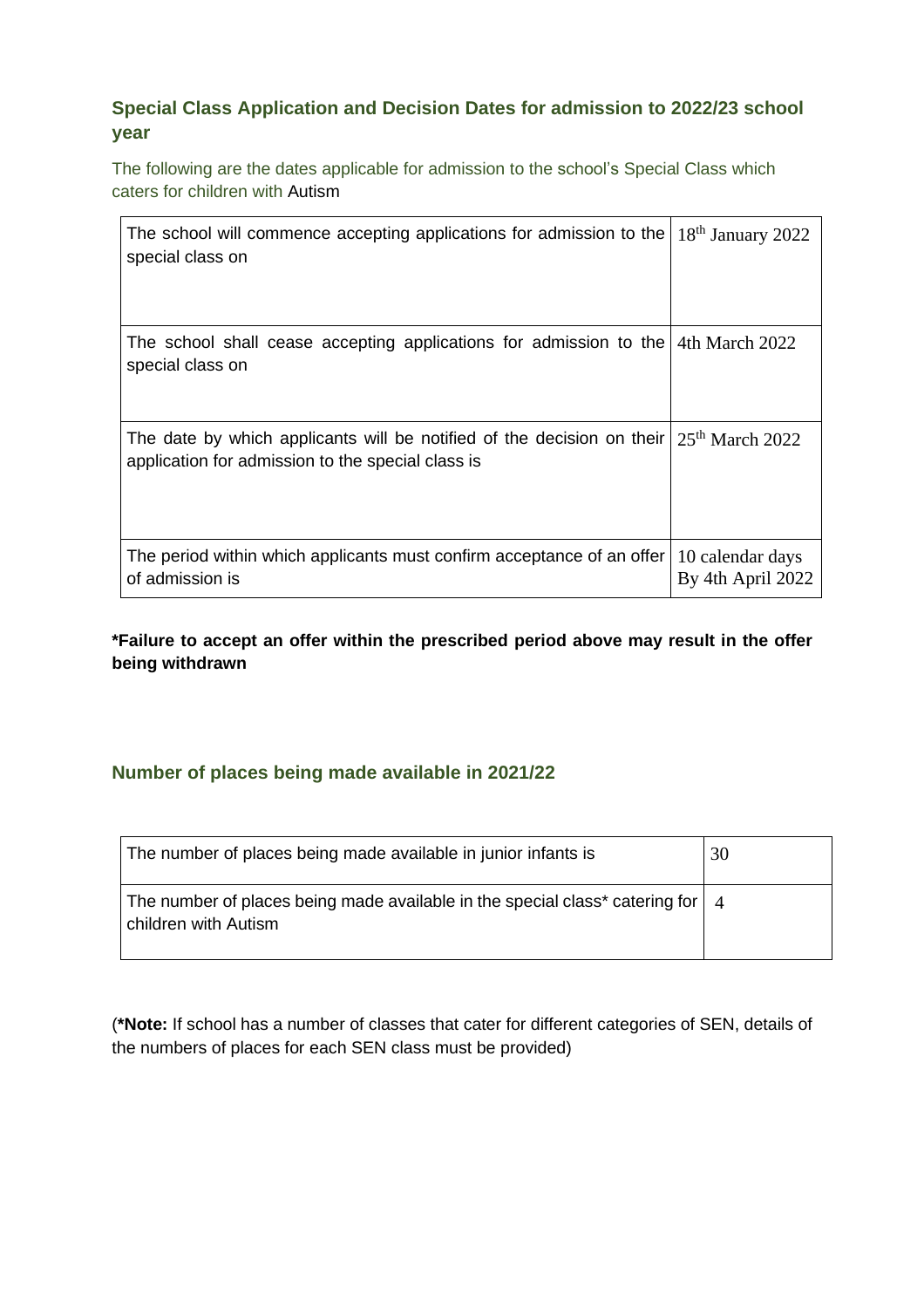## Special Class Application and Decision Dates for admission to 2022/23 school year

The following are the dates applicable for admission to the school's Special Class which caters for children with Autism

| | |
|---|---|
| The school will commence accepting applications for admission to the special class on | 18th January 2022 |
| The school shall cease accepting applications for admission to the special class on | 4th March 2022 |
| The date by which applicants will be notified of the decision on their application for admission to the special class is | 25th March 2022 |
| The period within which applicants must confirm acceptance of an offer of admission is | 10 calendar days By 4th April 2022 |

**\*Failure to accept an offer within the prescribed period above may result in the offer being withdrawn**

## Number of places being made available in 2021/22

| | |
|---|---|
| The number of places being made available in junior infants is | 30 |
| The number of places being made available in the special class* catering for children with Autism | 4 |

(**\*Note:** If school has a number of classes that cater for different categories of SEN, details of the numbers of places for each SEN class must be provided)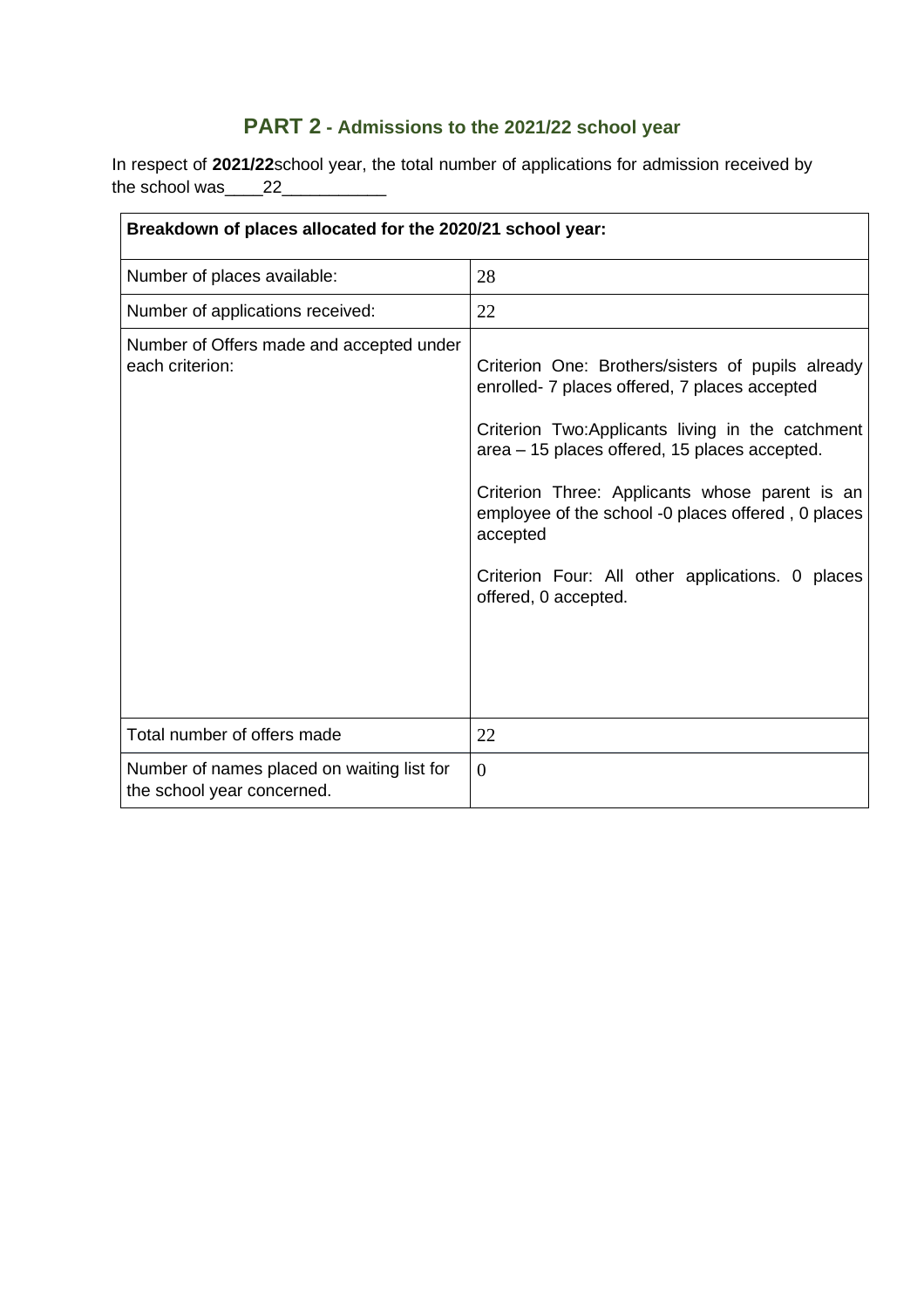## PART 2 - Admissions to the 2021/22 school year

In respect of **2021/22**school year, the total number of applications for admission received by the school was____22___________

| Breakdown of places allocated for the 2020/21 school year: | |
|---|---|
| Number of places available: | 28 |
| Number of applications received: | 22 |
| Number of Offers made and accepted under each criterion: | Criterion One: Brothers/sisters of pupils already enrolled- 7 places offered, 7 places accepted<br><br>Criterion Two:Applicants living in the catchment area – 15 places offered, 15 places accepted.<br><br>Criterion Three: Applicants whose parent is an employee of the school -0 places offered , 0 places accepted<br><br>Criterion Four: All other applications. 0 places offered, 0 accepted. |
| Total number of offers made | 22 |
| Number of names placed on waiting list for the school year concerned. | 0 |